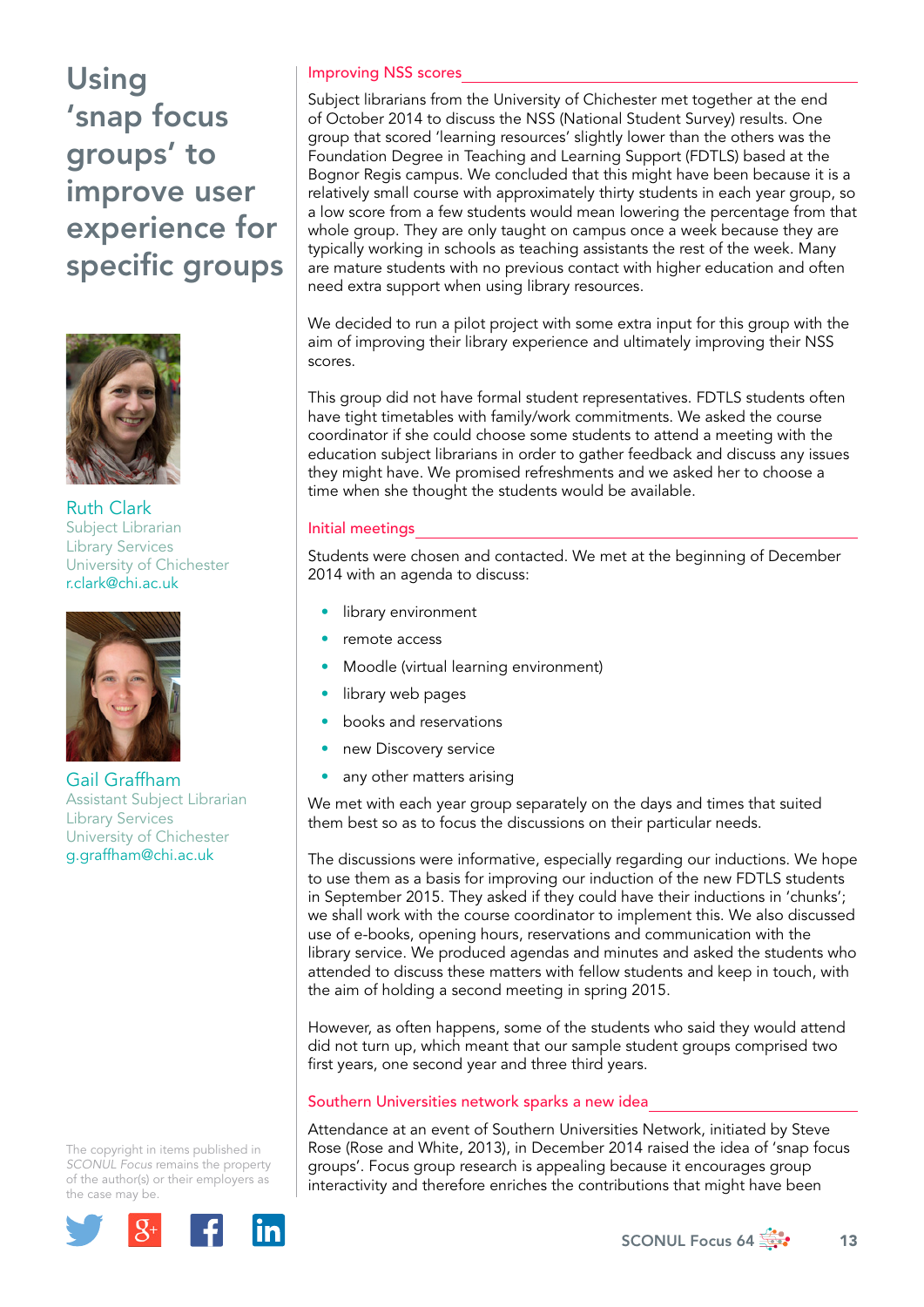# Using 'snap focus groups' to improve user experience for specific groups

**Ruth Clark**
Subject Librarian
Library Services
University of Chichester
r.clark@chi.ac.uk

**Gail Graffham**
Assistant Subject Librarian
Library Services
University of Chichester
g.graffham@chi.ac.uk

The copyright in items published in *SCONUL Focus* remains the property of the author(s) or their employers as the case may be.

## Improving NSS scores

Subject librarians from the University of Chichester met together at the end of October 2014 to discuss the NSS (National Student Survey) results. One group that scored 'learning resources' slightly lower than the others was the Foundation Degree in Teaching and Learning Support (FDTLS) based at the Bognor Regis campus. We concluded that this might have been because it is a relatively small course with approximately thirty students in each year group, so a low score from a few students would mean lowering the percentage from that whole group. They are only taught on campus once a week because they are typically working in schools as teaching assistants the rest of the week. Many are mature students with no previous contact with higher education and often need extra support when using library resources.

We decided to run a pilot project with some extra input for this group with the aim of improving their library experience and ultimately improving their NSS scores.

This group did not have formal student representatives. FDTLS students often have tight timetables with family/work commitments. We asked the course coordinator if she could choose some students to attend a meeting with the education subject librarians in order to gather feedback and discuss any issues they might have. We promised refreshments and we asked her to choose a time when she thought the students would be available.

## Initial meetings

Students were chosen and contacted. We met at the beginning of December 2014 with an agenda to discuss:

- library environment
- remote access
- Moodle (virtual learning environment)
- library web pages
- books and reservations
- new Discovery service
- any other matters arising

We met with each year group separately on the days and times that suited them best so as to focus the discussions on their particular needs.

The discussions were informative, especially regarding our inductions. We hope to use them as a basis for improving our induction of the new FDTLS students in September 2015. They asked if they could have their inductions in 'chunks'; we shall work with the course coordinator to implement this. We also discussed use of e-books, opening hours, reservations and communication with the library service. We produced agendas and minutes and asked the students who attended to discuss these matters with fellow students and keep in touch, with the aim of holding a second meeting in spring 2015.

However, as often happens, some of the students who said they would attend did not turn up, which meant that our sample student groups comprised two first years, one second year and three third years.

## Southern Universities network sparks a new idea

Attendance at an event of Southern Universities Network, initiated by Steve Rose (Rose and White, 2013), in December 2014 raised the idea of 'snap focus groups'. Focus group research is appealing because it encourages group interactivity and therefore enriches the contributions that might have been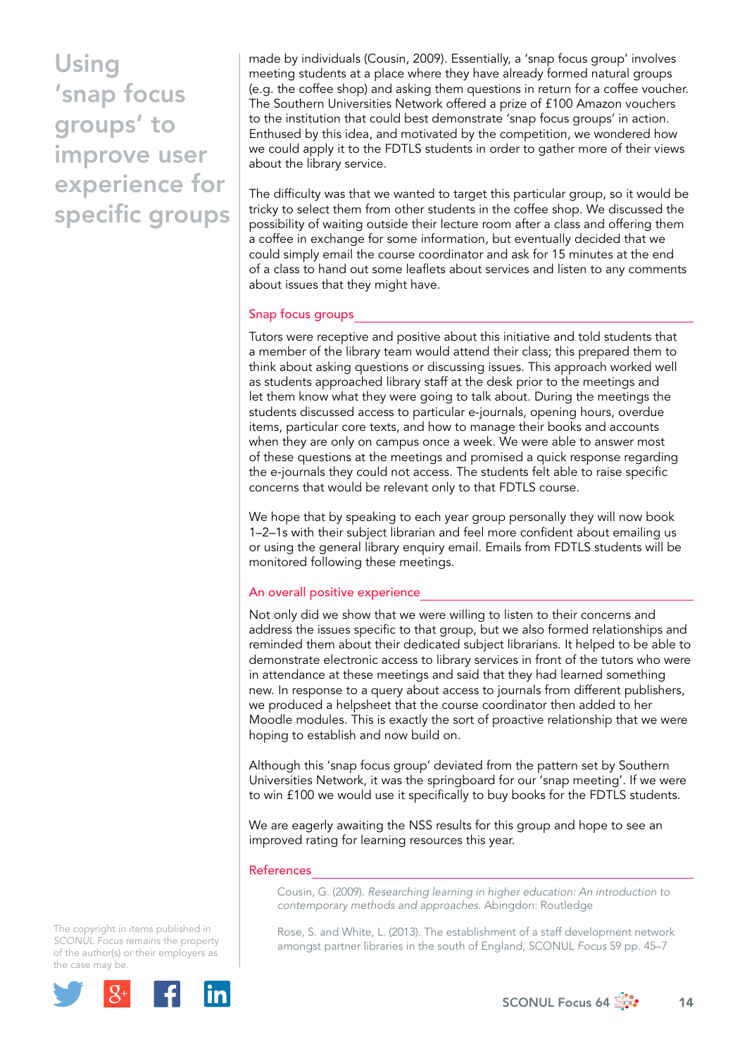# Using 'snap focus groups' to improve user experience for specific groups

made by individuals (Cousin, 2009). Essentially, a 'snap focus group' involves meeting students at a place where they have already formed natural groups (e.g. the coffee shop) and asking them questions in return for a coffee voucher. The Southern Universities Network offered a prize of £100 Amazon vouchers to the institution that could best demonstrate 'snap focus groups' in action. Enthused by this idea, and motivated by the competition, we wondered how we could apply it to the FDTLS students in order to gather more of their views about the library service.

The difficulty was that we wanted to target this particular group, so it would be tricky to select them from other students in the coffee shop. We discussed the possibility of waiting outside their lecture room after a class and offering them a coffee in exchange for some information, but eventually decided that we could simply email the course coordinator and ask for 15 minutes at the end of a class to hand out some leaflets about services and listen to any comments about issues that they might have.

## Snap focus groups

Tutors were receptive and positive about this initiative and told students that a member of the library team would attend their class; this prepared them to think about asking questions or discussing issues. This approach worked well as students approached library staff at the desk prior to the meetings and let them know what they were going to talk about. During the meetings the students discussed access to particular e-journals, opening hours, overdue items, particular core texts, and how to manage their books and accounts when they are only on campus once a week. We were able to answer most of these questions at the meetings and promised a quick response regarding the e-journals they could not access. The students felt able to raise specific concerns that would be relevant only to that FDTLS course.

We hope that by speaking to each year group personally they will now book 1–2–1s with their subject librarian and feel more confident about emailing us or using the general library enquiry email. Emails from FDTLS students will be monitored following these meetings.

## An overall positive experience

Not only did we show that we were willing to listen to their concerns and address the issues specific to that group, but we also formed relationships and reminded them about their dedicated subject librarians. It helped to be able to demonstrate electronic access to library services in front of the tutors who were in attendance at these meetings and said that they had learned something new. In response to a query about access to journals from different publishers, we produced a helpsheet that the course coordinator then added to her Moodle modules. This is exactly the sort of proactive relationship that we were hoping to establish and now build on.

Although this 'snap focus group' deviated from the pattern set by Southern Universities Network, it was the springboard for our 'snap meeting'. If we were to win £100 we would use it specifically to buy books for the FDTLS students.

We are eagerly awaiting the NSS results for this group and hope to see an improved rating for learning resources this year.

## References

Cousin, G. (2009). *Researching learning in higher education: An introduction to contemporary methods and approaches.* Abingdon: Routledge

Rose, S. and White, L. (2013). The establishment of a staff development network amongst partner libraries in the south of England, SCONUL *Focus* 59 pp. 45–7

The copyright in items published in *SCONUL Focus* remains the property of the author(s) or their employers as the case may be.